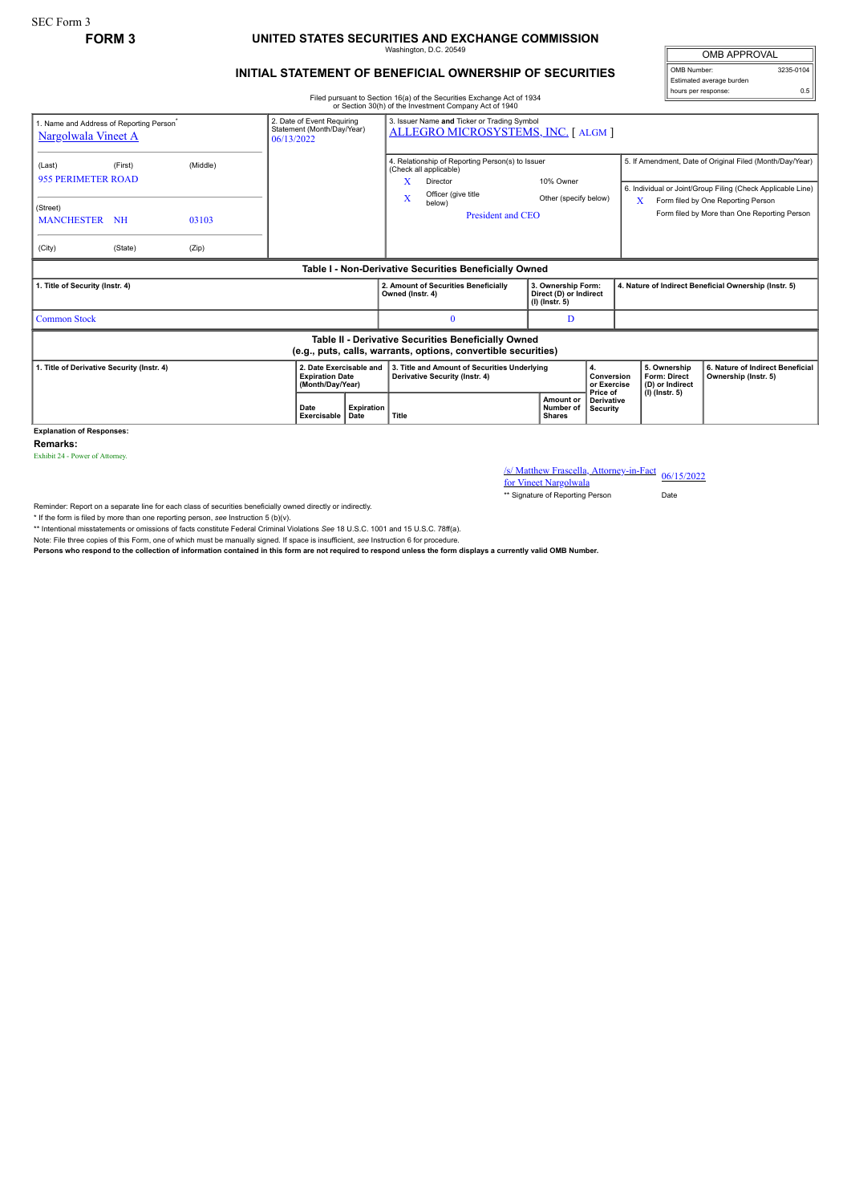SEC Form 3

# FORM 3

## UNITED STATES SECURITIES AND EXCHANGE COMMISSION

Washington, D.C. 20549

## INITIAL STATEMENT OF BENEFICIAL OWNERSHIP OF SECURITIES

Filed pursuant to Section 16(a) of the Securities Exchange Act of 1934 or Section 30(h) of the Investment Company Act of 1940

| OMB APPROVAL | |
|---|---|
| OMB Number: | 3235-0104 |
| Estimated average burden hours per response: | 0.5 |

1. Name and Address of Reporting Person*
Nargolwala Vineet A

(Last) (First) (Middle)
955 PERIMETER ROAD

(Street)
MANCHESTER NH 03103

(City) (State) (Zip)

2. Date of Event Requiring Statement (Month/Day/Year)
06/13/2022

3. Issuer Name **and** Ticker or Trading Symbol
ALLEGRO MICROSYSTEMS, INC. [ ALGM ]

4. Relationship of Reporting Person(s) to Issuer (Check all applicable)
X Director
10% Owner
X Officer (give title below)
Other (specify below)
President and CEO

5. If Amendment, Date of Original Filed (Month/Day/Year)

6. Individual or Joint/Group Filing (Check Applicable Line)
X Form filed by One Reporting Person
Form filed by More than One Reporting Person

### Table I - Non-Derivative Securities Beneficially Owned

| 1. Title of Security (Instr. 4) | 2. Amount of Securities Beneficially Owned (Instr. 4) | 3. Ownership Form: Direct (D) or Indirect (I) (Instr. 5) | 4. Nature of Indirect Beneficial Ownership (Instr. 5) |
|---|---|---|---|
| Common Stock | 0 | D | |

### Table II - Derivative Securities Beneficially Owned (e.g., puts, calls, warrants, options, convertible securities)

| 1. Title of Derivative Security (Instr. 4) | 2. Date Exercisable and Expiration Date (Month/Day/Year) | | 3. Title and Amount of Securities Underlying Derivative Security (Instr. 4) | | 4. Conversion or Exercise Price of Derivative Security | 5. Ownership Form: Direct (D) or Indirect (I) (Instr. 5) | 6. Nature of Indirect Beneficial Ownership (Instr. 5) |
|---|---|---|---|---|---|---|---|
| | Date Exercisable | Expiration Date | Title | Amount or Number of Shares | | | |

**Explanation of Responses:**

**Remarks:**

Exhibit 24 - Power of Attorney.

/s/ Matthew Frascella, Attorney-in-Fact for Vineet Nargolwala 06/15/2022

** Signature of Reporting Person Date

Reminder: Report on a separate line for each class of securities beneficially owned directly or indirectly.

* If the form is filed by more than one reporting person, *see* Instruction 5 (b)(v).

** Intentional misstatements or omissions of facts constitute Federal Criminal Violations *See* 18 U.S.C. 1001 and 15 U.S.C. 78ff(a).

Note: File three copies of this Form, one of which must be manually signed. If space is insufficient, *see* Instruction 6 for procedure.

**Persons who respond to the collection of information contained in this form are not required to respond unless the form displays a currently valid OMB Number.**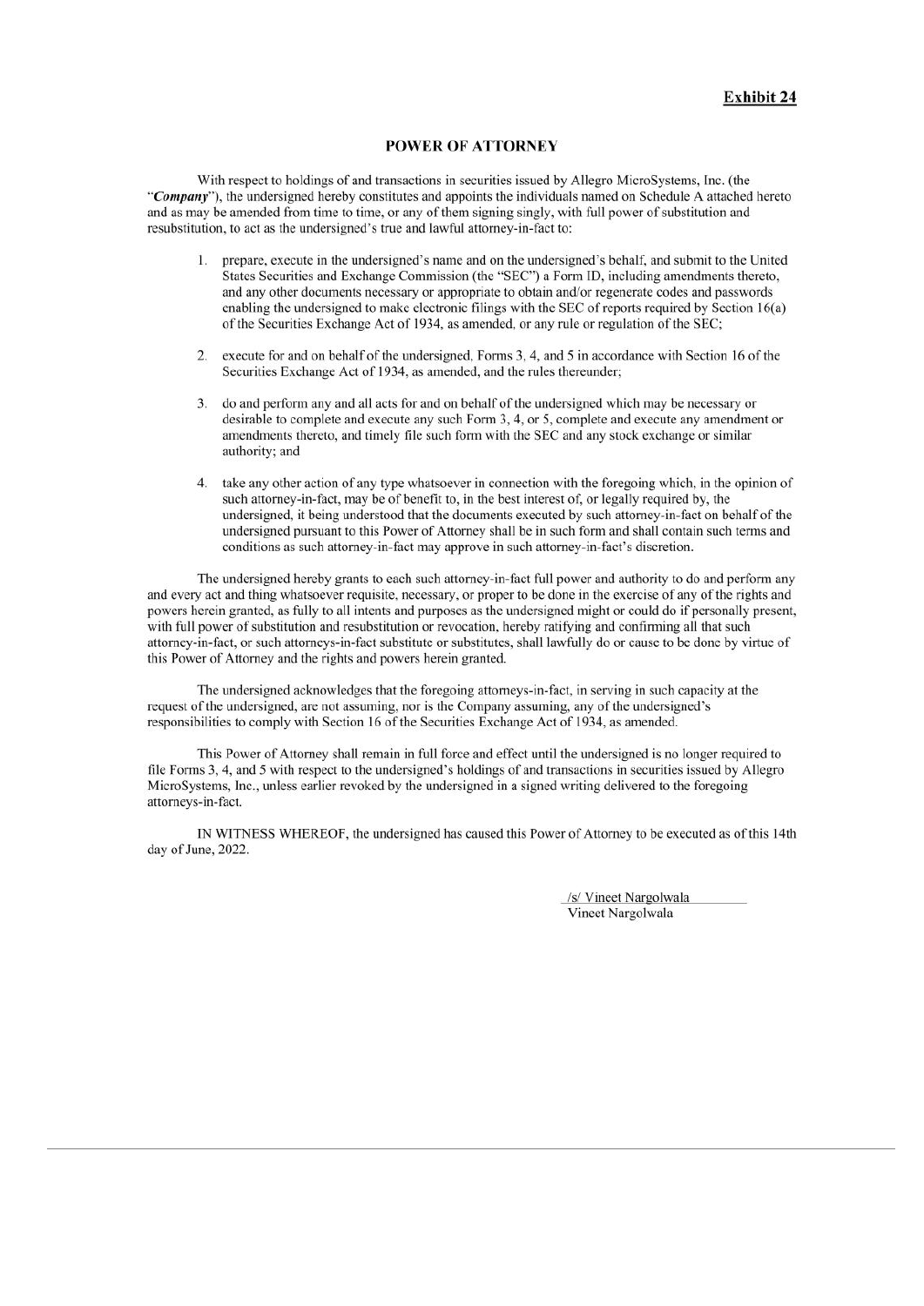**Exhibit 24**

# POWER OF ATTORNEY

With respect to holdings of and transactions in securities issued by Allegro MicroSystems, Inc. (the "***Company***"), the undersigned hereby constitutes and appoints the individuals named on Schedule A attached hereto and as may be amended from time to time, or any of them signing singly, with full power of substitution and resubstitution, to act as the undersigned's true and lawful attorney-in-fact to:

1. prepare, execute in the undersigned's name and on the undersigned's behalf, and submit to the United States Securities and Exchange Commission (the "SEC") a Form ID, including amendments thereto, and any other documents necessary or appropriate to obtain and/or regenerate codes and passwords enabling the undersigned to make electronic filings with the SEC of reports required by Section 16(a) of the Securities Exchange Act of 1934, as amended, or any rule or regulation of the SEC;

2. execute for and on behalf of the undersigned, Forms 3, 4, and 5 in accordance with Section 16 of the Securities Exchange Act of 1934, as amended, and the rules thereunder;

3. do and perform any and all acts for and on behalf of the undersigned which may be necessary or desirable to complete and execute any such Form 3, 4, or 5, complete and execute any amendment or amendments thereto, and timely file such form with the SEC and any stock exchange or similar authority; and

4. take any other action of any type whatsoever in connection with the foregoing which, in the opinion of such attorney-in-fact, may be of benefit to, in the best interest of, or legally required by, the undersigned, it being understood that the documents executed by such attorney-in-fact on behalf of the undersigned pursuant to this Power of Attorney shall be in such form and shall contain such terms and conditions as such attorney-in-fact may approve in such attorney-in-fact's discretion.

The undersigned hereby grants to each such attorney-in-fact full power and authority to do and perform any and every act and thing whatsoever requisite, necessary, or proper to be done in the exercise of any of the rights and powers herein granted, as fully to all intents and purposes as the undersigned might or could do if personally present, with full power of substitution and resubstitution or revocation, hereby ratifying and confirming all that such attorney-in-fact, or such attorneys-in-fact substitute or substitutes, shall lawfully do or cause to be done by virtue of this Power of Attorney and the rights and powers herein granted.

The undersigned acknowledges that the foregoing attorneys-in-fact, in serving in such capacity at the request of the undersigned, are not assuming, nor is the Company assuming, any of the undersigned's responsibilities to comply with Section 16 of the Securities Exchange Act of 1934, as amended.

This Power of Attorney shall remain in full force and effect until the undersigned is no longer required to file Forms 3, 4, and 5 with respect to the undersigned's holdings of and transactions in securities issued by Allegro MicroSystems, Inc., unless earlier revoked by the undersigned in a signed writing delivered to the foregoing attorneys-in-fact.

IN WITNESS WHEREOF, the undersigned has caused this Power of Attorney to be executed as of this 14th day of June, 2022.

/s/ Vineet Nargolwala
Vineet Nargolwala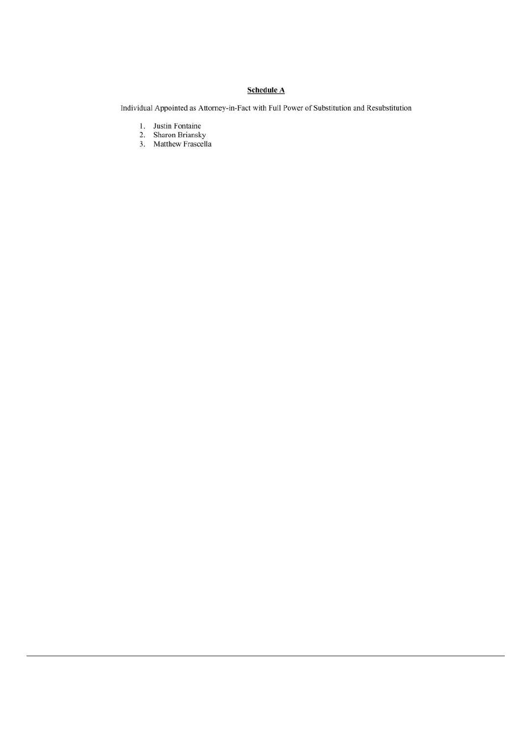## Schedule A

Individual Appointed as Attorney-in-Fact with Full Power of Substitution and Resubstitution

1. Justin Fontaine
2. Sharon Briansky
3. Matthew Frascella